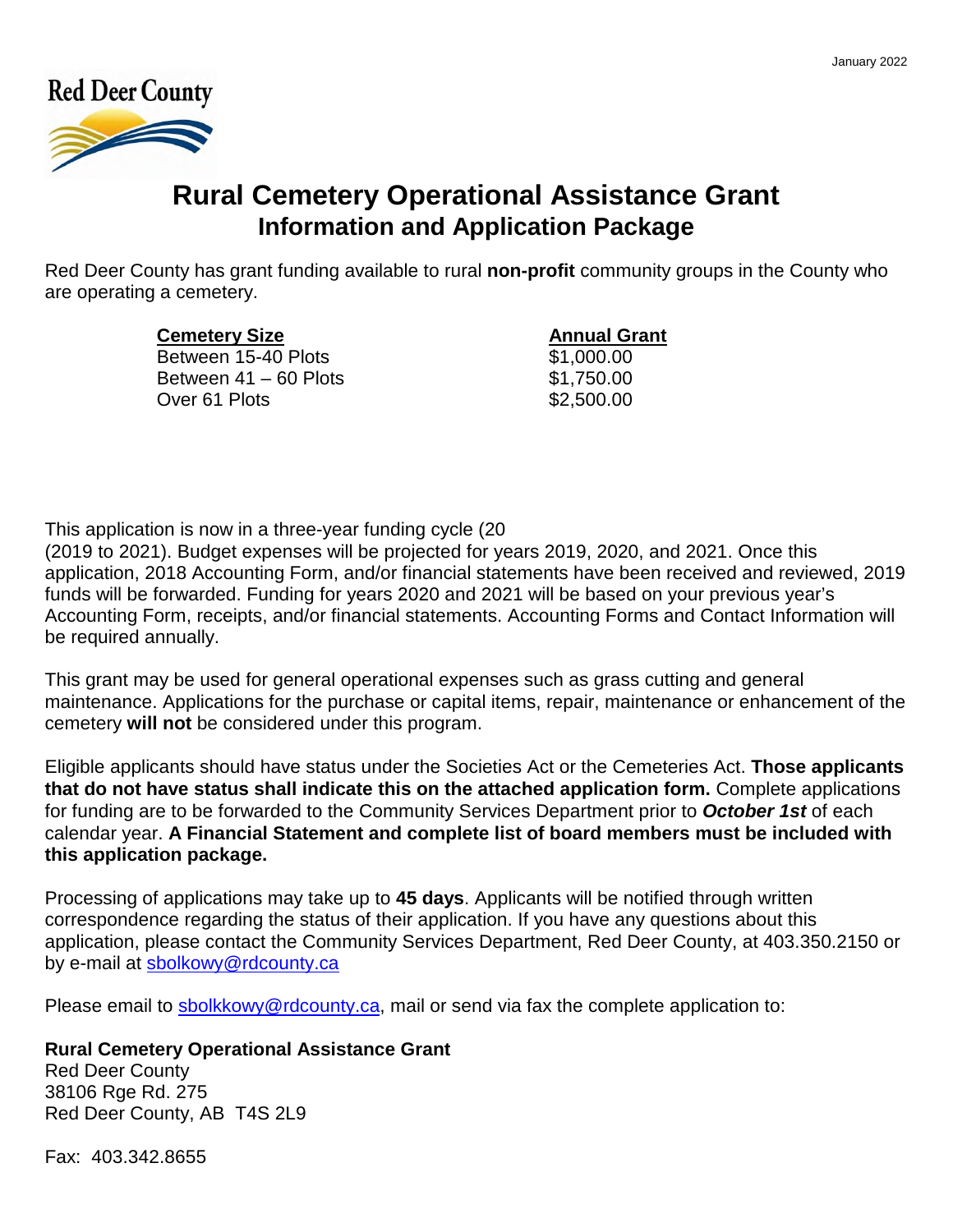January 2022

Red Deer County

# Rural Cemetery Operational Assistance Grant
## Information and Application Package

Red Deer County has grant funding available to rural **non-profit** community groups in the County who are operating a cemetery.

| **Cemetery Size** | **Annual Grant** |
|---|---|
| Between 15-40 Plots | $1,000.00 |
| Between 41 – 60 Plots | $1,750.00 |
| Over 61 Plots | $2,500.00 |

This application is now in a three-year funding cycle (20
(2019 to 2021). Budget expenses will be projected for years 2019, 2020, and 2021. Once this application, 2018 Accounting Form, and/or financial statements have been received and reviewed, 2019 funds will be forwarded. Funding for years 2020 and 2021 will be based on your previous year's Accounting Form, receipts, and/or financial statements. Accounting Forms and Contact Information will be required annually.

This grant may be used for general operational expenses such as grass cutting and general maintenance. Applications for the purchase or capital items, repair, maintenance or enhancement of the cemetery **will not** be considered under this program.

Eligible applicants should have status under the Societies Act or the Cemeteries Act. **Those applicants that do not have status shall indicate this on the attached application form.** Complete applications for funding are to be forwarded to the Community Services Department prior to ***October 1st*** of each calendar year. **A Financial Statement and complete list of board members must be included with this application package.**

Processing of applications may take up to **45 days**. Applicants will be notified through written correspondence regarding the status of their application. If you have any questions about this application, please contact the Community Services Department, Red Deer County, at 403.350.2150 or by e-mail at sbolkowy@rdcounty.ca

Please email to sbolkkowy@rdcounty.ca, mail or send via fax the complete application to:

**Rural Cemetery Operational Assistance Grant**
Red Deer County
38106 Rge Rd. 275
Red Deer County, AB  T4S 2L9

Fax:  403.342.8655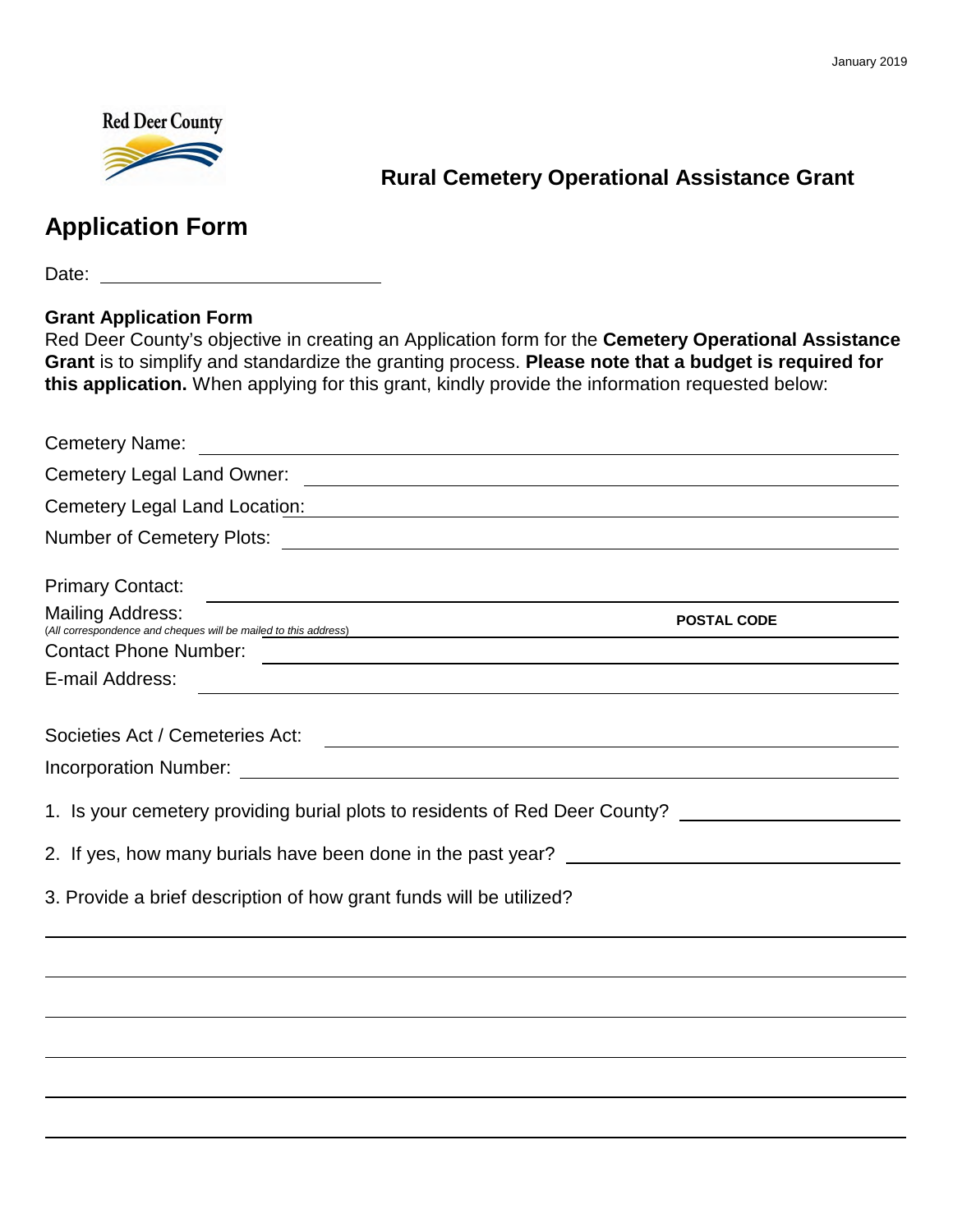Red Deer County

**Rural Cemetery Operational Assistance Grant**

# Application Form

Date: ______________________________

**Grant Application Form**
Red Deer County's objective in creating an Application form for the **Cemetery Operational Assistance Grant** is to simplify and standardize the granting process. **Please note that a budget is required for this application.** When applying for this grant, kindly provide the information requested below:

Cemetery Name: ______________________________

Cemetery Legal Land Owner: ______________________________

Cemetery Legal Land Location: ______________________________

Number of Cemetery Plots: ______________________________

Primary Contact: ______________________________

Mailing Address: ______________________________ **POSTAL CODE** __________
*(All correspondence and cheques will be mailed to this address)*

Contact Phone Number: ______________________________

E-mail Address: ______________________________

Societies Act / Cemeteries Act: ______________________________

Incorporation Number: ______________________________

1. Is your cemetery providing burial plots to residents of Red Deer County? ______________________________

2. If yes, how many burials have been done in the past year? ______________________________

3. Provide a brief description of how grant funds will be utilized?

______________________________

______________________________

______________________________

______________________________

______________________________

______________________________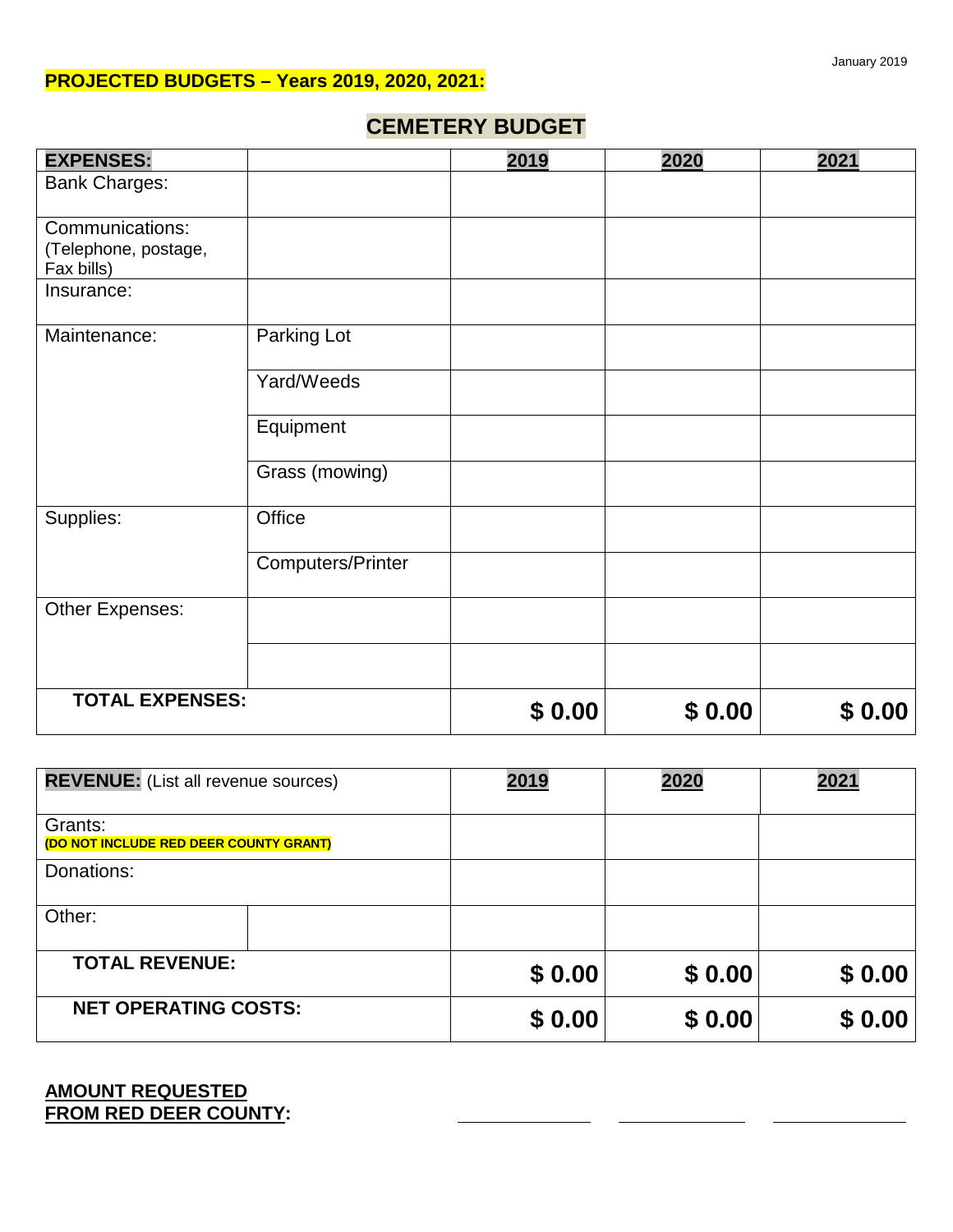January 2019

**PROJECTED BUDGETS – Years 2019, 2020, 2021:**

## CEMETERY BUDGET

| EXPENSES: | | 2019 | 2020 | 2021 |
|---|---|---|---|---|
| Bank Charges: | | | | |
| Communications: (Telephone, postage, Fax bills) | | | | |
| Insurance: | | | | |
| Maintenance: | Parking Lot | | | |
| | Yard/Weeds | | | |
| | Equipment | | | |
| | Grass (mowing) | | | |
| Supplies: | Office | | | |
| | Computers/Printer | | | |
| Other Expenses: | | | | |
| | | | | |
| **TOTAL EXPENSES:** | | **$ 0.00** | **$ 0.00** | **$ 0.00** |

| **REVENUE:** (List all revenue sources) | | 2019 | 2020 | 2021 |
|---|---|---|---|---|
| Grants: **(DO NOT INCLUDE RED DEER COUNTY GRANT)** | | | | |
| Donations: | | | | |
| Other: | | | | |
| **TOTAL REVENUE:** | | **$ 0.00** | **$ 0.00** | **$ 0.00** |
| **NET OPERATING COSTS:** | | **$ 0.00** | **$ 0.00** | **$ 0.00** |

**AMOUNT REQUESTED FROM RED DEER COUNTY:** ______________ ______________ ______________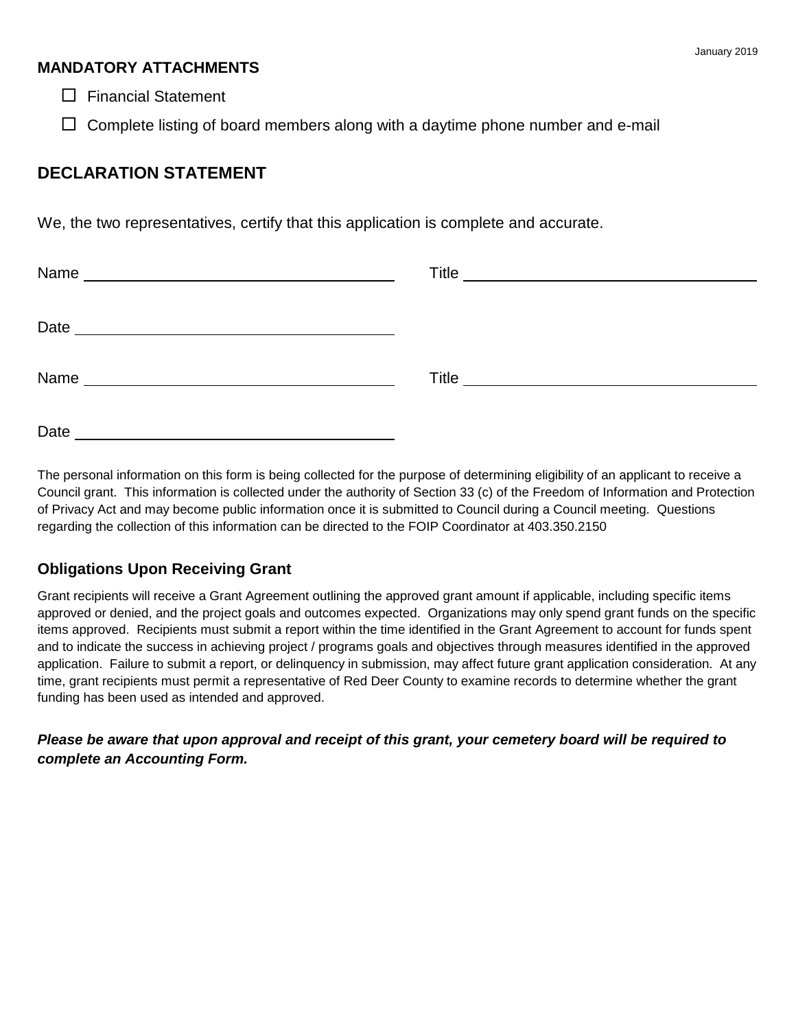## MANDATORY ATTACHMENTS

- ☐ Financial Statement
- ☐ Complete listing of board members along with a daytime phone number and e-mail

## DECLARATION STATEMENT

We, the two representatives, certify that this application is complete and accurate.

Name ______________________________ Title ______________________________

Date ______________________________

Name ______________________________ Title ______________________________

Date ______________________________

The personal information on this form is being collected for the purpose of determining eligibility of an applicant to receive a Council grant. This information is collected under the authority of Section 33 (c) of the Freedom of Information and Protection of Privacy Act and may become public information once it is submitted to Council during a Council meeting. Questions regarding the collection of this information can be directed to the FOIP Coordinator at 403.350.2150

### Obligations Upon Receiving Grant

Grant recipients will receive a Grant Agreement outlining the approved grant amount if applicable, including specific items approved or denied, and the project goals and outcomes expected. Organizations may only spend grant funds on the specific items approved. Recipients must submit a report within the time identified in the Grant Agreement to account for funds spent and to indicate the success in achieving project / programs goals and objectives through measures identified in the approved application. Failure to submit a report, or delinquency in submission, may affect future grant application consideration. At any time, grant recipients must permit a representative of Red Deer County to examine records to determine whether the grant funding has been used as intended and approved.

***Please be aware that upon approval and receipt of this grant, your cemetery board will be required to complete an Accounting Form.***